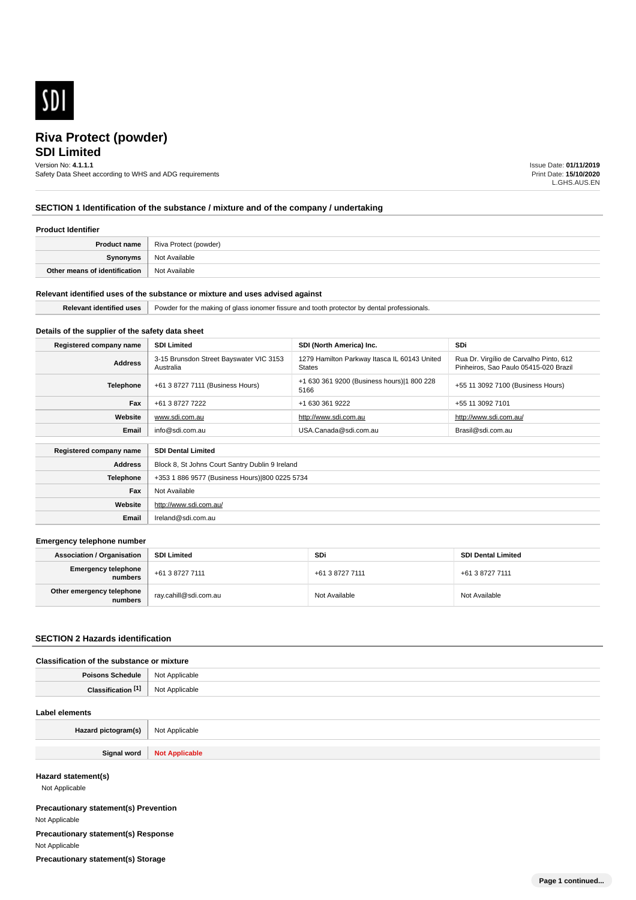# Riva Protect (powder)
## SDI Limited

Version No: **4.1.1.1**
Safety Data Sheet according to WHS and ADG requirements

Issue Date: **01/11/2019**
Print Date: **15/10/2020**
L.GHS.AUS.EN

## SECTION 1 Identification of the substance / mixture and of the company / undertaking

### Product Identifier

| | |
|---|---|
| **Product name** | Riva Protect (powder) |
| **Synonyms** | Not Available |
| **Other means of identification** | Not Available |

### Relevant identified uses of the substance or mixture and uses advised against

| | |
|---|---|
| **Relevant identified uses** | Powder for the making of glass ionomer fissure and tooth protector by dental professionals. |

### Details of the supplier of the safety data sheet

| **Registered company name** | **SDI Limited** | **SDI (North America) Inc.** | **SDi** |
|---|---|---|---|
| **Address** | 3-15 Brunsdon Street Bayswater VIC 3153 Australia | 1279 Hamilton Parkway Itasca IL 60143 United States | Rua Dr. Virgílio de Carvalho Pinto, 612 Pinheiros, Sao Paulo 05415-020 Brazil |
| **Telephone** | +61 3 8727 7111 (Business Hours) | +1 630 361 9200 (Business hours)\|1 800 228 5166 | +55 11 3092 7100 (Business Hours) |
| **Fax** | +61 3 8727 7222 | +1 630 361 9222 | +55 11 3092 7101 |
| **Website** | www.sdi.com.au | http://www.sdi.com.au | http://www.sdi.com.au/ |
| **Email** | info@sdi.com.au | USA.Canada@sdi.com.au | Brasil@sdi.com.au |

| **Registered company name** | **SDI Dental Limited** |
|---|---|
| **Address** | Block 8, St Johns Court Santry Dublin 9 Ireland |
| **Telephone** | +353 1 886 9577 (Business Hours)\|800 0225 5734 |
| **Fax** | Not Available |
| **Website** | http://www.sdi.com.au/ |
| **Email** | Ireland@sdi.com.au |

### Emergency telephone number

| **Association / Organisation** | **SDI Limited** | **SDi** | **SDI Dental Limited** |
|---|---|---|---|
| **Emergency telephone numbers** | +61 3 8727 7111 | +61 3 8727 7111 | +61 3 8727 7111 |
| **Other emergency telephone numbers** | ray.cahill@sdi.com.au | Not Available | Not Available |

## SECTION 2 Hazards identification

### Classification of the substance or mixture

| | |
|---|---|
| **Poisons Schedule** | Not Applicable |
| **Classification [1]** | Not Applicable |

### Label elements

| | |
|---|---|
| **Hazard pictogram(s)** | Not Applicable |
| **Signal word** | **Not Applicable** |

### Hazard statement(s)

Not Applicable

### Precautionary statement(s) Prevention

Not Applicable

### Precautionary statement(s) Response

Not Applicable

### Precautionary statement(s) Storage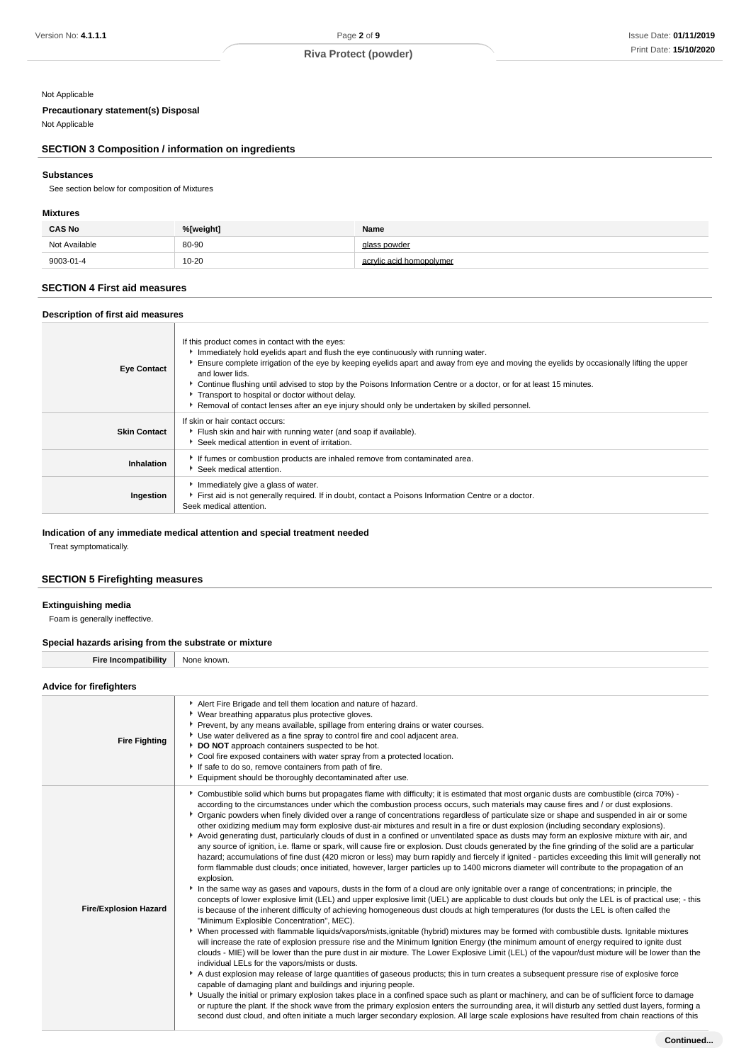Not Applicable

**Precautionary statement(s) Disposal**

Not Applicable

## SECTION 3 Composition / information on ingredients

### Substances

See section below for composition of Mixtures

### Mixtures

| CAS No | %[weight] | Name |
|---|---|---|
| Not Available | 80-90 | glass powder |
| 9003-01-4 | 10-20 | acrylic acid homopolymer |

## SECTION 4 First aid measures

### Description of first aid measures

| | |
|---|---|
| **Eye Contact** | If this product comes in contact with the eyes:<br>▸ Immediately hold eyelids apart and flush the eye continuously with running water.<br>▸ Ensure complete irrigation of the eye by keeping eyelids apart and away from eye and moving the eyelids by occasionally lifting the upper and lower lids.<br>▸ Continue flushing until advised to stop by the Poisons Information Centre or a doctor, or for at least 15 minutes.<br>▸ Transport to hospital or doctor without delay.<br>▸ Removal of contact lenses after an eye injury should only be undertaken by skilled personnel. |
| **Skin Contact** | If skin or hair contact occurs:<br>▸ Flush skin and hair with running water (and soap if available).<br>▸ Seek medical attention in event of irritation. |
| **Inhalation** | ▸ If fumes or combustion products are inhaled remove from contaminated area.<br>▸ Seek medical attention. |
| **Ingestion** | ▸ Immediately give a glass of water.<br>▸ First aid is not generally required. If in doubt, contact a Poisons Information Centre or a doctor.<br>Seek medical attention. |

### Indication of any immediate medical attention and special treatment needed

Treat symptomatically.

## SECTION 5 Firefighting measures

### Extinguishing media

Foam is generally ineffective.

### Special hazards arising from the substrate or mixture

| | |
|---|---|
| **Fire Incompatibility** | None known. |

### Advice for firefighters

| | |
|---|---|
| **Fire Fighting** | ▸ Alert Fire Brigade and tell them location and nature of hazard.<br>▸ Wear breathing apparatus plus protective gloves.<br>▸ Prevent, by any means available, spillage from entering drains or water courses.<br>▸ Use water delivered as a fine spray to control fire and cool adjacent area.<br>▸ **DO NOT** approach containers suspected to be hot.<br>▸ Cool fire exposed containers with water spray from a protected location.<br>▸ If safe to do so, remove containers from path of fire.<br>▸ Equipment should be thoroughly decontaminated after use. |
| **Fire/Explosion Hazard** | ▸ Combustible solid which burns but propagates flame with difficulty; it is estimated that most organic dusts are combustible (circa 70%) - according to the circumstances under which the combustion process occurs, such materials may cause fires and / or dust explosions.<br>▸ Organic powders when finely divided over a range of concentrations regardless of particulate size or shape and suspended in air or some other oxidizing medium may form explosive dust-air mixtures and result in a fire or dust explosion (including secondary explosions).<br>▸ Avoid generating dust, particularly clouds of dust in a confined or unventilated space as dusts may form an explosive mixture with air, and any source of ignition, i.e. flame or spark, will cause fire or explosion. Dust clouds generated by the fine grinding of the solid are a particular hazard; accumulations of fine dust (420 micron or less) may burn rapidly and fiercely if ignited - particles exceeding this limit will generally not form flammable dust clouds; once initiated, however, larger particles up to 1400 microns diameter will contribute to the propagation of an explosion.<br>▸ In the same way as gases and vapours, dusts in the form of a cloud are only ignitable over a range of concentrations; in principle, the concepts of lower explosive limit (LEL) and upper explosive limit (UEL) are applicable to dust clouds but only the LEL is of practical use; - this is because of the inherent difficulty of achieving homogeneous dust clouds at high temperatures (for dusts the LEL is often called the "Minimum Explosible Concentration", MEC).<br>▸ When processed with flammable liquids/vapors/mists,ignitable (hybrid) mixtures may be formed with combustible dusts. Ignitable mixtures will increase the rate of explosion pressure rise and the Minimum Ignition Energy (the minimum amount of energy required to ignite dust clouds - MIE) will be lower than the pure dust in air mixture. The Lower Explosive Limit (LEL) of the vapour/dust mixture will be lower than the individual LELs for the vapors/mists or dusts.<br>▸ A dust explosion may release of large quantities of gaseous products; this in turn creates a subsequent pressure rise of explosive force capable of damaging plant and buildings and injuring people.<br>▸ Usually the initial or primary explosion takes place in a confined space such as plant or machinery, and can be of sufficient force to damage or rupture the plant. If the shock wave from the primary explosion enters the surrounding area, it will disturb any settled dust layers, forming a second dust cloud, and often initiate a much larger secondary explosion. All large scale explosions have resulted from chain reactions of this |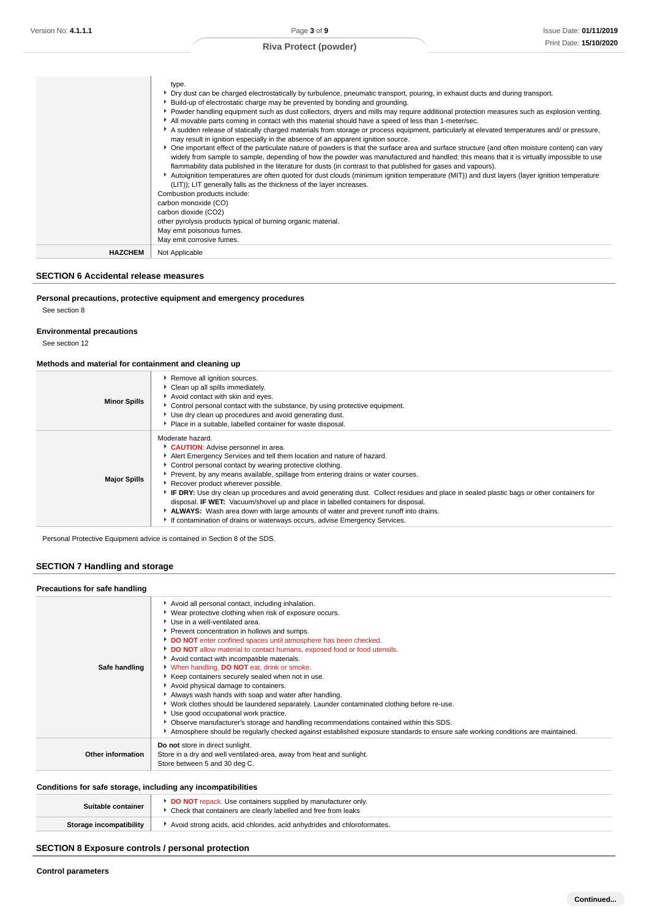| | |
|---|---|
| | type.<br>▸ Dry dust can be charged electrostatically by turbulence, pneumatic transport, pouring, in exhaust ducts and during transport.<br>▸ Build-up of electrostatic charge may be prevented by bonding and grounding.<br>▸ Powder handling equipment such as dust collectors, dryers and mills may require additional protection measures such as explosion venting.<br>▸ All movable parts coming in contact with this material should have a speed of less than 1-meter/sec.<br>▸ A sudden release of statically charged materials from storage or process equipment, particularly at elevated temperatures and/ or pressure, may result in ignition especially in the absence of an apparent ignition source.<br>▸ One important effect of the particulate nature of powders is that the surface area and surface structure (and often moisture content) can vary widely from sample to sample, depending of how the powder was manufactured and handled; this means that it is virtually impossible to use flammability data published in the literature for dusts (in contrast to that published for gases and vapours).<br>▸ Autoignition temperatures are often quoted for dust clouds (minimum ignition temperature (MIT)) and dust layers (layer ignition temperature (LIT)); LIT generally falls as the thickness of the layer increases.<br>Combustion products include:<br>carbon monoxide (CO)<br>carbon dioxide ($CO_2$)<br>other pyrolysis products typical of burning organic material.<br>May emit poisonous fumes.<br>May emit corrosive fumes. |
| **HAZCHEM** | Not Applicable |

## SECTION 6 Accidental release measures

### Personal precautions, protective equipment and emergency procedures

See section 8

### Environmental precautions

See section 12

### Methods and material for containment and cleaning up

| | |
|---|---|
| **Minor Spills** | ▸ Remove all ignition sources.<br>▸ Clean up all spills immediately.<br>▸ Avoid contact with skin and eyes.<br>▸ Control personal contact with the substance, by using protective equipment.<br>▸ Use dry clean up procedures and avoid generating dust.<br>▸ Place in a suitable, labelled container for waste disposal. |
| **Major Spills** | Moderate hazard.<br>▸ **CAUTION**: Advise personnel in area.<br>▸ Alert Emergency Services and tell them location and nature of hazard.<br>▸ Control personal contact by wearing protective clothing.<br>▸ Prevent, by any means available, spillage from entering drains or water courses.<br>▸ Recover product wherever possible.<br>▸ **IF DRY:** Use dry clean up procedures and avoid generating dust. Collect residues and place in sealed plastic bags or other containers for disposal. **IF WET:** Vacuum/shovel up and place in labelled containers for disposal.<br>▸ **ALWAYS:** Wash area down with large amounts of water and prevent runoff into drains.<br>▸ If contamination of drains or waterways occurs, advise Emergency Services. |

Personal Protective Equipment advice is contained in Section 8 of the SDS.

## SECTION 7 Handling and storage

### Precautions for safe handling

| | |
|---|---|
| **Safe handling** | ▸ Avoid all personal contact, including inhalation.<br>▸ Wear protective clothing when risk of exposure occurs.<br>▸ Use in a well-ventilated area.<br>▸ Prevent concentration in hollows and sumps.<br>▸ **DO NOT** enter confined spaces until atmosphere has been checked.<br>▸ **DO NOT** allow material to contact humans, exposed food or food utensils.<br>▸ Avoid contact with incompatible materials.<br>▸ When handling, **DO NOT** eat, drink or smoke.<br>▸ Keep containers securely sealed when not in use.<br>▸ Avoid physical damage to containers.<br>▸ Always wash hands with soap and water after handling.<br>▸ Work clothes should be laundered separately. Launder contaminated clothing before re-use.<br>▸ Use good occupational work practice.<br>▸ Observe manufacturer's storage and handling recommendations contained within this SDS.<br>▸ Atmosphere should be regularly checked against established exposure standards to ensure safe working conditions are maintained. |
| **Other information** | **Do not** store in direct sunlight.<br>Store in a dry and well ventilated-area, away from heat and sunlight.<br>Store between 5 and 30 deg C. |

### Conditions for safe storage, including any incompatibilities

| | |
|---|---|
| **Suitable container** | ▸ **DO NOT** repack. Use containers supplied by manufacturer only.<br>▸ Check that containers are clearly labelled and free from leaks |
| **Storage incompatibility** | ▸ Avoid strong acids, acid chlorides, acid anhydrides and chloroformates. |

## SECTION 8 Exposure controls / personal protection

### Control parameters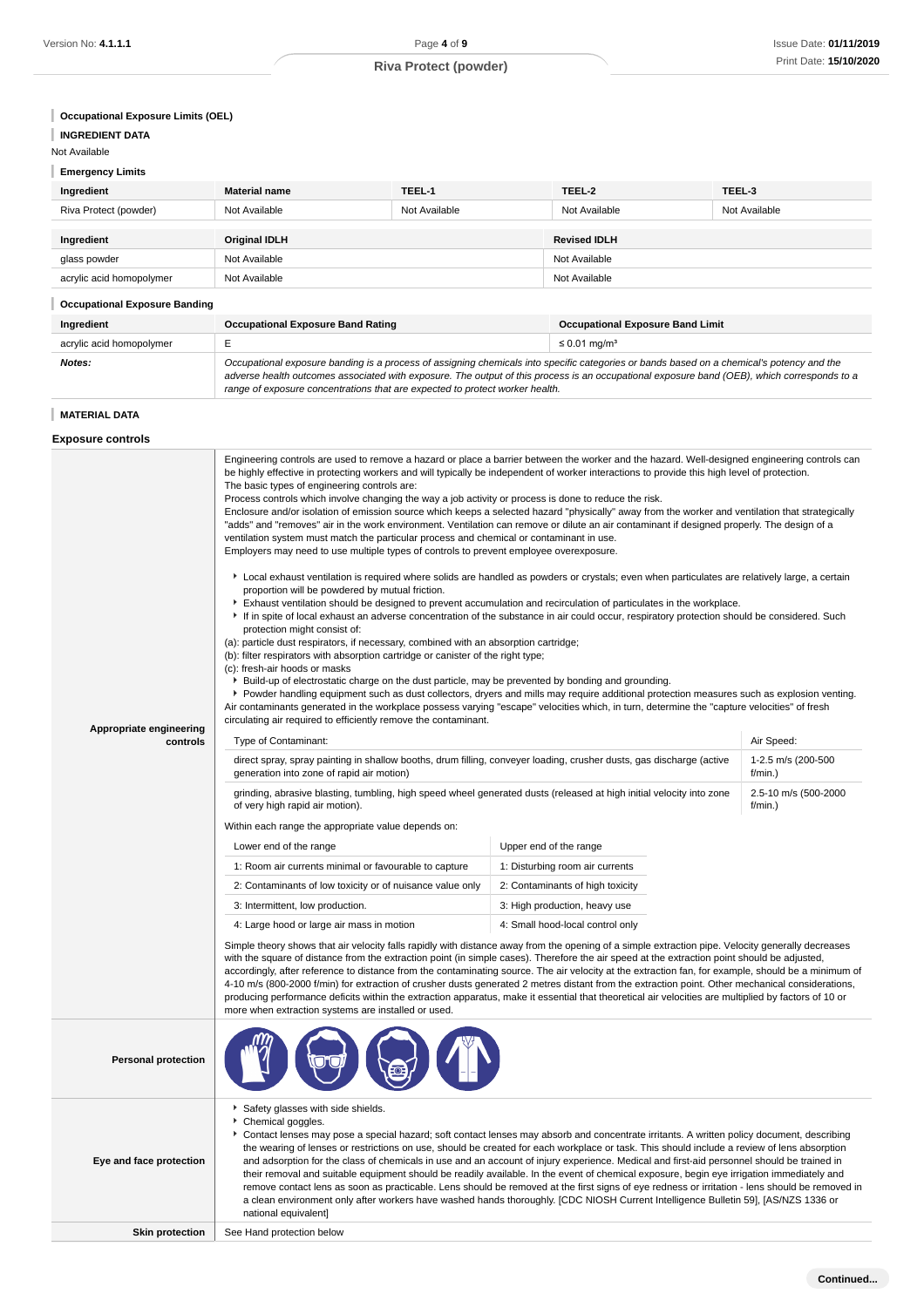### Occupational Exposure Limits (OEL)

### INGREDIENT DATA

Not Available

### Emergency Limits

| Ingredient | Material name | TEEL-1 | TEEL-2 | TEEL-3 |
|---|---|---|---|---|
| Riva Protect (powder) | Not Available | Not Available | Not Available | Not Available |

| Ingredient | Original IDLH | Revised IDLH |
|---|---|---|
| glass powder | Not Available | Not Available |
| acrylic acid homopolymer | Not Available | Not Available |

### Occupational Exposure Banding

| Ingredient | Occupational Exposure Band Rating | Occupational Exposure Band Limit |
|---|---|---|
| acrylic acid homopolymer | E | ≤ 0.01 mg/m³ |
| ***Notes:*** | *Occupational exposure banding is a process of assigning chemicals into specific categories or bands based on a chemical's potency and the adverse health outcomes associated with exposure. The output of this process is an occupational exposure band (OEB), which corresponds to a range of exposure concentrations that are expected to protect worker health.* | |

### MATERIAL DATA

## Exposure controls

**Appropriate engineering controls**

Engineering controls are used to remove a hazard or place a barrier between the worker and the hazard. Well-designed engineering controls can be highly effective in protecting workers and will typically be independent of worker interactions to provide this high level of protection.
The basic types of engineering controls are:
Process controls which involve changing the way a job activity or process is done to reduce the risk.
Enclosure and/or isolation of emission source which keeps a selected hazard "physically" away from the worker and ventilation that strategically "adds" and "removes" air in the work environment. Ventilation can remove or dilute an air contaminant if designed properly. The design of a ventilation system must match the particular process and chemical or contaminant in use.
Employers may need to use multiple types of controls to prevent employee overexposure.

- Local exhaust ventilation is required where solids are handled as powders or crystals; even when particulates are relatively large, a certain proportion will be powdered by mutual friction.
- Exhaust ventilation should be designed to prevent accumulation and recirculation of particulates in the workplace.
- If in spite of local exhaust an adverse concentration of the substance in air could occur, respiratory protection should be considered. Such protection might consist of:

(a): particle dust respirators, if necessary, combined with an absorption cartridge;
(b): filter respirators with absorption cartridge or canister of the right type;
(c): fresh-air hoods or masks

- Build-up of electrostatic charge on the dust particle, may be prevented by bonding and grounding.
- Powder handling equipment such as dust collectors, dryers and mills may require additional protection measures such as explosion venting.

Air contaminants generated in the workplace possess varying "escape" velocities which, in turn, determine the "capture velocities" of fresh circulating air required to efficiently remove the contaminant.

| Type of Contaminant: | Air Speed: |
|---|---|
| direct spray, spray painting in shallow booths, drum filling, conveyer loading, crusher dusts, gas discharge (active generation into zone of rapid air motion) | 1-2.5 m/s (200-500 f/min.) |
| grinding, abrasive blasting, tumbling, high speed wheel generated dusts (released at high initial velocity into zone of very high rapid air motion). | 2.5-10 m/s (500-2000 f/min.) |

Within each range the appropriate value depends on:

| Lower end of the range | Upper end of the range |
|---|---|
| 1: Room air currents minimal or favourable to capture | 1: Disturbing room air currents |
| 2: Contaminants of low toxicity or of nuisance value only | 2: Contaminants of high toxicity |
| 3: Intermittent, low production. | 3: High production, heavy use |
| 4: Large hood or large air mass in motion | 4: Small hood-local control only |

Simple theory shows that air velocity falls rapidly with distance away from the opening of a simple extraction pipe. Velocity generally decreases with the square of distance from the extraction point (in simple cases). Therefore the air speed at the extraction point should be adjusted, accordingly, after reference to distance from the contaminating source. The air velocity at the extraction fan, for example, should be a minimum of 4-10 m/s (800-2000 f/min) for extraction of crusher dusts generated 2 metres distant from the extraction point. Other mechanical considerations, producing performance deficits within the extraction apparatus, make it essential that theoretical air velocities are multiplied by factors of 10 or more when extraction systems are installed or used.

**Personal protection**

**Eye and face protection**

- Safety glasses with side shields.
- Chemical goggles.
- Contact lenses may pose a special hazard; soft contact lenses may absorb and concentrate irritants. A written policy document, describing the wearing of lenses or restrictions on use, should be created for each workplace or task. This should include a review of lens absorption and adsorption for the class of chemicals in use and an account of injury experience. Medical and first-aid personnel should be trained in their removal and suitable equipment should be readily available. In the event of chemical exposure, begin eye irrigation immediately and remove contact lens as soon as practicable. Lens should be removed at the first signs of eye redness or irritation - lens should be removed in a clean environment only after workers have washed hands thoroughly. [CDC NIOSH Current Intelligence Bulletin 59], [AS/NZS 1336 or national equivalent]

**Skin protection**

See Hand protection below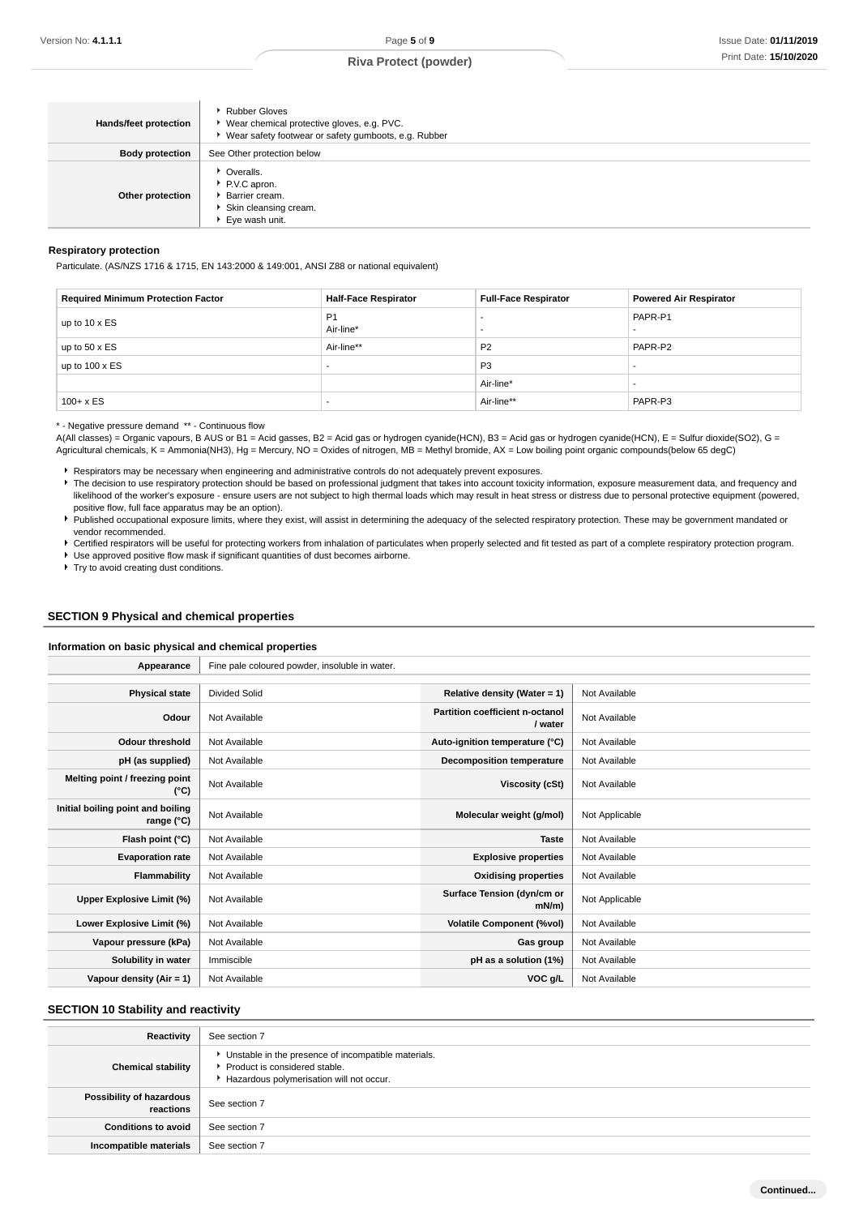| | |
|---|---|
| **Hands/feet protection** | Rubber Gloves<br>Wear chemical protective gloves, e.g. PVC.<br>Wear safety footwear or safety gumboots, e.g. Rubber |
| **Body protection** | See Other protection below |
| **Other protection** | Overalls.<br>P.V.C apron.<br>Barrier cream.<br>Skin cleansing cream.<br>Eye wash unit. |

### Respiratory protection

Particulate. (AS/NZS 1716 & 1715, EN 143:2000 & 149:001, ANSI Z88 or national equivalent)

| Required Minimum Protection Factor | Half-Face Respirator | Full-Face Respirator | Powered Air Respirator |
|---|---|---|---|
| up to 10 x ES | P1<br>Air-line* | -<br>- | PAPR-P1<br>- |
| up to 50 x ES | Air-line** | P2 | PAPR-P2 |
| up to 100 x ES | - | P3 | - |
| | | Air-line* | - |
| 100+ x ES | - | Air-line** | PAPR-P3 |

\* - Negative pressure demand ** - Continuous flow

A(All classes) = Organic vapours, B AUS or B1 = Acid gasses, B2 = Acid gas or hydrogen cyanide(HCN), B3 = Acid gas or hydrogen cyanide(HCN), E = Sulfur dioxide($SO_2$), G = Agricultural chemicals, K = Ammonia($NH_3$), Hg = Mercury, NO = Oxides of nitrogen, MB = Methyl bromide, AX = Low boiling point organic compounds(below 65 degC)

- Respirators may be necessary when engineering and administrative controls do not adequately prevent exposures.
- The decision to use respiratory protection should be based on professional judgment that takes into account toxicity information, exposure measurement data, and frequency and likelihood of the worker's exposure - ensure users are not subject to high thermal loads which may result in heat stress or distress due to personal protective equipment (powered, positive flow, full face apparatus may be an option).
- Published occupational exposure limits, where they exist, will assist in determining the adequacy of the selected respiratory protection. These may be government mandated or vendor recommended.
- Certified respirators will be useful for protecting workers from inhalation of particulates when properly selected and fit tested as part of a complete respiratory protection program.
- Use approved positive flow mask if significant quantities of dust becomes airborne.
- Try to avoid creating dust conditions.

## SECTION 9 Physical and chemical properties

### Information on basic physical and chemical properties

| | |
|---|---|
| **Appearance** | Fine pale coloured powder, insoluble in water. |

| | | | |
|---|---|---|---|
| **Physical state** | Divided Solid | **Relative density (Water = 1)** | Not Available |
| **Odour** | Not Available | **Partition coefficient n-octanol / water** | Not Available |
| **Odour threshold** | Not Available | **Auto-ignition temperature (°C)** | Not Available |
| **pH (as supplied)** | Not Available | **Decomposition temperature** | Not Available |
| **Melting point / freezing point (°C)** | Not Available | **Viscosity (cSt)** | Not Available |
| **Initial boiling point and boiling range (°C)** | Not Available | **Molecular weight (g/mol)** | Not Applicable |
| **Flash point (°C)** | Not Available | **Taste** | Not Available |
| **Evaporation rate** | Not Available | **Explosive properties** | Not Available |
| **Flammability** | Not Available | **Oxidising properties** | Not Available |
| **Upper Explosive Limit (%)** | Not Available | **Surface Tension (dyn/cm or mN/m)** | Not Applicable |
| **Lower Explosive Limit (%)** | Not Available | **Volatile Component (%vol)** | Not Available |
| **Vapour pressure (kPa)** | Not Available | **Gas group** | Not Available |
| **Solubility in water** | Immiscible | **pH as a solution (1%)** | Not Available |
| **Vapour density (Air = 1)** | Not Available | **VOC g/L** | Not Available |

## SECTION 10 Stability and reactivity

| | |
|---|---|
| **Reactivity** | See section 7 |
| **Chemical stability** | Unstable in the presence of incompatible materials.<br>Product is considered stable.<br>Hazardous polymerisation will not occur. |
| **Possibility of hazardous reactions** | See section 7 |
| **Conditions to avoid** | See section 7 |
| **Incompatible materials** | See section 7 |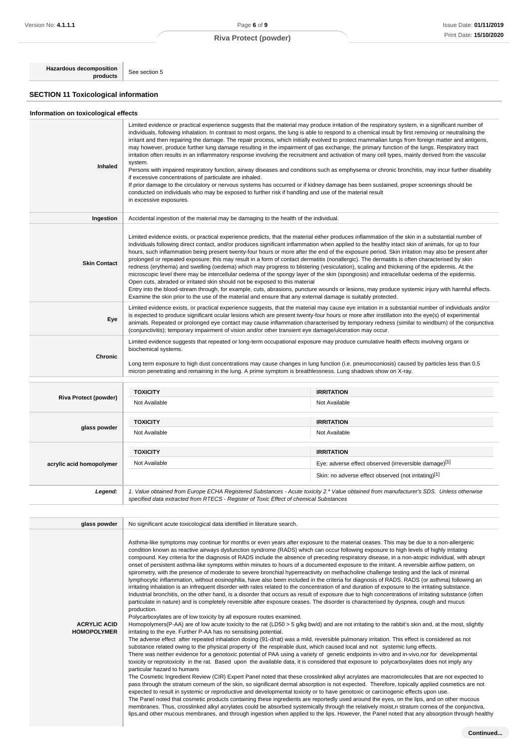| | |
|---|---|
| **Hazardous decomposition products** | See section 5 |

## SECTION 11 Toxicological information

### Information on toxicological effects

| | |
|---|---|
| **Inhaled** | Limited evidence or practical experience suggests that the material may produce irritation of the respiratory system, in a significant number of individuals, following inhalation. In contrast to most organs, the lung is able to respond to a chemical insult by first removing or neutralising the irritant and then repairing the damage. The repair process, which initially evolved to protect mammalian lungs from foreign matter and antigens, may however, produce further lung damage resulting in the impairment of gas exchange, the primary function of the lungs. Respiratory tract irritation often results in an inflammatory response involving the recruitment and activation of many cell types, mainly derived from the vascular system.<br>Persons with impaired respiratory function, airway diseases and conditions such as emphysema or chronic bronchitis, may incur further disability if excessive concentrations of particulate are inhaled.<br>If prior damage to the circulatory or nervous systems has occurred or if kidney damage has been sustained, proper screenings should be conducted on individuals who may be exposed to further risk if handling and use of the material result in excessive exposures. |
| **Ingestion** | Accidental ingestion of the material may be damaging to the health of the individual. |
| **Skin Contact** | Limited evidence exists, or practical experience predicts, that the material either produces inflammation of the skin in a substantial number of individuals following direct contact, and/or produces significant inflammation when applied to the healthy intact skin of animals, for up to four hours, such inflammation being present twenty-four hours or more after the end of the exposure period. Skin irritation may also be present after prolonged or repeated exposure; this may result in a form of contact dermatitis (nonallergic). The dermatitis is often characterised by skin redness (erythema) and swelling (oedema) which may progress to blistering (vesiculation), scaling and thickening of the epidermis. At the microscopic level there may be intercellular oedema of the spongy layer of the skin (spongiosis) and intracellular oedema of the epidermis.<br>Open cuts, abraded or irritated skin should not be exposed to this material<br>Entry into the blood-stream through, for example, cuts, abrasions, puncture wounds or lesions, may produce systemic injury with harmful effects. Examine the skin prior to the use of the material and ensure that any external damage is suitably protected. |
| **Eye** | Limited evidence exists, or practical experience suggests, that the material may cause eye irritation in a substantial number of individuals and/or is expected to produce significant ocular lesions which are present twenty-four hours or more after instillation into the eye(s) of experimental animals. Repeated or prolonged eye contact may cause inflammation characterised by temporary redness (similar to windburn) of the conjunctiva (conjunctivitis); temporary impairment of vision and/or other transient eye damage/ulceration may occur. |
| **Chronic** | Limited evidence suggests that repeated or long-term occupational exposure may produce cumulative health effects involving organs or biochemical systems.<br><br>Long term exposure to high dust concentrations may cause changes in lung function (i.e. pneumoconiosis) caused by particles less than 0.5 micron penetrating and remaining in the lung. A prime symptom is breathlessness. Lung shadows show on X-ray. |

| | TOXICITY | IRRITATION |
|---|---|---|
| **Riva Protect (powder)** | Not Available | Not Available |
| **glass powder** | Not Available | Not Available |
| **acrylic acid homopolymer** | Not Available | Eye: adverse effect observed (irreversible damage)[1] |
| | | Skin: no adverse effect observed (not irritating)[1] |
| ***Legend:*** | *1. Value obtained from Europe ECHA Registered Substances - Acute toxicity 2.\* Value obtained from manufacturer's SDS. Unless otherwise specified data extracted from RTECS - Register of Toxic Effect of chemical Substances* | |

| | |
|---|---|
| **glass powder** | No significant acute toxicological data identified in literature search. |
| **ACRYLIC ACID HOMOPOLYMER** | Asthma-like symptoms may continue for months or even years after exposure to the material ceases. This may be due to a non-allergenic condition known as reactive airways dysfunction syndrome (RADS) which can occur following exposure to high levels of highly irritating compound. Key criteria for the diagnosis of RADS include the absence of preceding respiratory disease, in a non-atopic individual, with abrupt onset of persistent asthma-like symptoms within minutes to hours of a documented exposure to the irritant. A reversible airflow pattern, on spirometry, with the presence of moderate to severe bronchial hyperreactivity on methacholine challenge testing and the lack of minimal lymphocytic inflammation, without eosinophilia, have also been included in the criteria for diagnosis of RADS. RADS (or asthma) following an irritating inhalation is an infrequent disorder with rates related to the concentration of and duration of exposure to the irritating substance. Industrial bronchitis, on the other hand, is a disorder that occurs as result of exposure due to high concentrations of irritating substance (often particulate in nature) and is completely reversible after exposure ceases. The disorder is characterised by dyspnea, cough and mucus production.<br>Polycarboxylates are of low toxicity by all exposure routes examined.<br>Homopolymers(P-AA) are of low acute toxicity to the rat (LD50 > 5 g/kg bw/d) and are not irritating to the rabbit's skin and, at the most, slightly irritating to the eye. Further P-AA has no sensitising potential.<br>The adverse effect after repeated inhalation dosing (91-d/rat) was a mild, reversible pulmonary irritation. This effect is considered as not substance related owing to the physical property of the respirable dust, which caused local and not systemic lung effects.<br>There was neither evidence for a genotoxic potential of PAA using a variety of genetic endpoints in-vitro and in-vivo,nor for developmental toxicity or reprotoxicity in the rat. Based upon the available data, it is considered that exposure to polycarboxylates does not imply any particular hazard to humans<br>The Cosmetic Ingredient Review (CIR) Expert Panel noted that these crosslinked alkyl acrylates are macromolecules that are not expected to pass through the stratum corneum of the skin, so significant dermal absorption is not expected. Therefore, topically applied cosmetics are not expected to result in systemic or reproductive and developmental toxicity or to have genotoxic or carcinogenic effects upon use.<br>The Panel noted that cosmetic products containing these ingredients are reportedly used around the eyes, on the lips, and on other mucous membranes. Thus, crosslinked alkyl acrylates could be absorbed systemically through the relatively moist,n stratum cornea of the conjunctiva, lips,and other mucous membranes, and through ingestion when applied to the lips. However, the Panel noted that any absorption through healthy |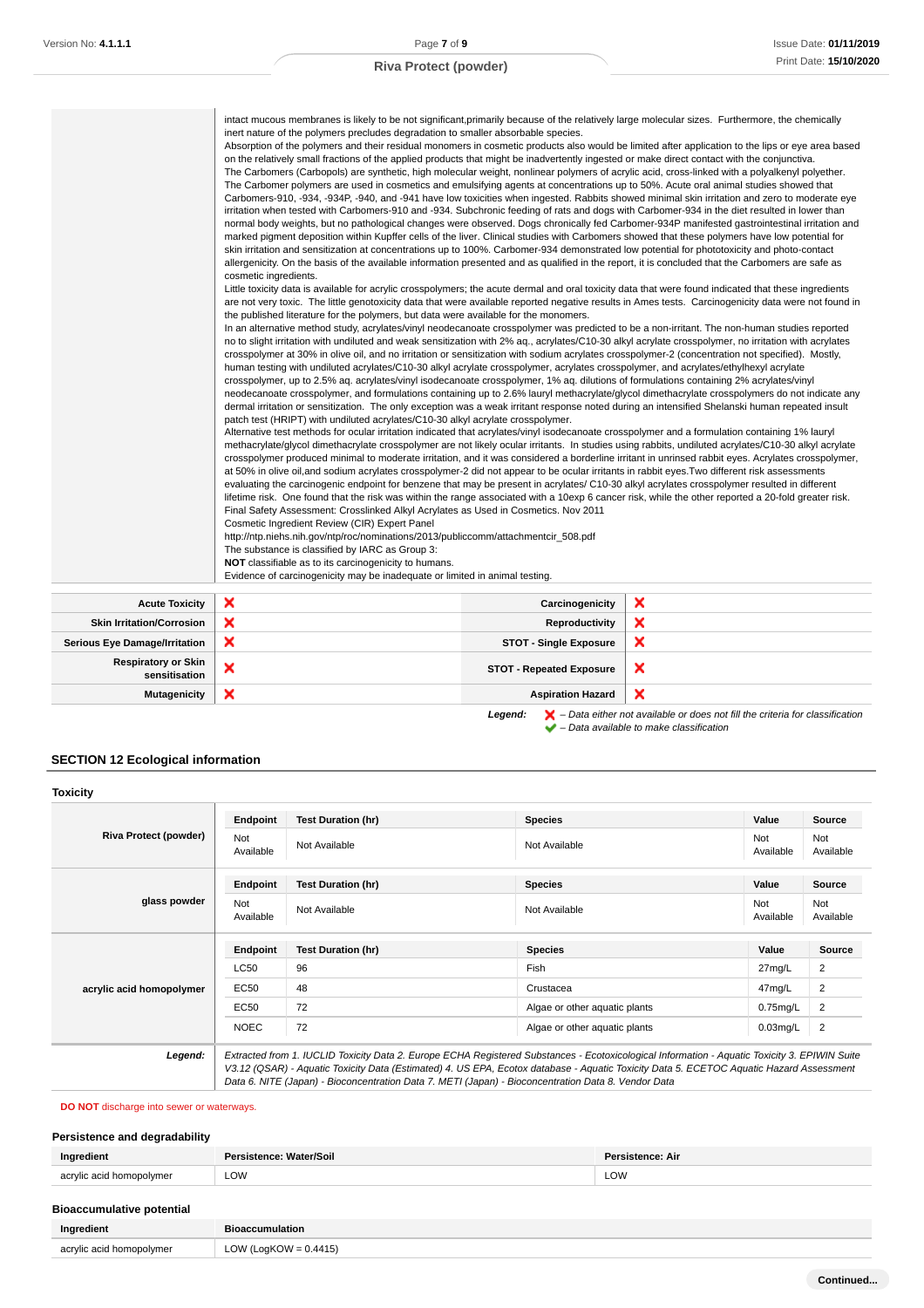intact mucous membranes is likely to be not significant,primarily because of the relatively large molecular sizes. Furthermore, the chemically inert nature of the polymers precludes degradation to smaller absorbable species.
Absorption of the polymers and their residual monomers in cosmetic products also would be limited after application to the lips or eye area based on the relatively small fractions of the applied products that might be inadvertently ingested or make direct contact with the conjunctiva.
The Carbomers (Carbopols) are synthetic, high molecular weight, nonlinear polymers of acrylic acid, cross-linked with a polyalkenyl polyether. The Carbomer polymers are used in cosmetics and emulsifying agents at concentrations up to 50%. Acute oral animal studies showed that Carbomers-910, -934, -934P, -940, and -941 have low toxicities when ingested. Rabbits showed minimal skin irritation and zero to moderate eye irritation when tested with Carbomers-910 and -934. Subchronic feeding of rats and dogs with Carbomer-934 in the diet resulted in lower than normal body weights, but no pathological changes were observed. Dogs chronically fed Carbomer-934P manifested gastrointestinal irritation and marked pigment deposition within Kupffer cells of the liver. Clinical studies with Carbomers showed that these polymers have low potential for skin irritation and sensitization at concentrations up to 100%. Carbomer-934 demonstrated low potential for phototoxicity and photo-contact allergenicity. On the basis of the available information presented and as qualified in the report, it is concluded that the Carbomers are safe as cosmetic ingredients.
Little toxicity data is available for acrylic crosspolymers; the acute dermal and oral toxicity data that were found indicated that these ingredients are not very toxic. The little genotoxicity data that were available reported negative results in Ames tests. Carcinogenicity data were not found in the published literature for the polymers, but data were available for the monomers.
In an alternative method study, acrylates/vinyl neodecanoate crosspolymer was predicted to be a non-irritant. The non-human studies reported no to slight irritation with undiluted and weak sensitization with 2% aq., acrylates/C10-30 alkyl acrylate crosspolymer, no irritation with acrylates crosspolymer at 30% in olive oil, and no irritation or sensitization with sodium acrylates crosspolymer-2 (concentration not specified). Mostly, human testing with undiluted acrylates/C10-30 alkyl acrylate crosspolymer, acrylates crosspolymer, and acrylates/ethylhexyl acrylate crosspolymer, up to 2.5% aq. acrylates/vinyl isodecanoate crosspolymer, 1% aq. dilutions of formulations containing 2% acrylates/vinyl neodecanoate crosspolymer, and formulations containing up to 2.6% lauryl methacrylate/glycol dimethacrylate crosspolymers do not indicate any dermal irritation or sensitization. The only exception was a weak irritant response noted during an intensified Shelanski human repeated insult patch test (HRIPT) with undiluted acrylates/C10-30 alkyl acrylate crosspolymer.
Alternative test methods for ocular irritation indicated that acrylates/vinyl isodecanoate crosspolymer and a formulation containing 1% lauryl methacrylate/glycol dimethacrylate crosspolymer are not likely ocular irritants. In studies using rabbits, undiluted acrylates/C10-30 alkyl acrylate crosspolymer produced minimal to moderate irritation, and it was considered a borderline irritant in unrinsed rabbit eyes. Acrylates crosspolymer, at 50% in olive oil,and sodium acrylates crosspolymer-2 did not appear to be ocular irritants in rabbit eyes.Two different risk assessments evaluating the carcinogenic endpoint for benzene that may be present in acrylates/ C10-30 alkyl acrylates crosspolymer resulted in different lifetime risk. One found that the risk was within the range associated with a 10exp 6 cancer risk, while the other reported a 20-fold greater risk.
Final Safety Assessment: Crosslinked Alkyl Acrylates as Used in Cosmetics. Nov 2011
Cosmetic Ingredient Review (CIR) Expert Panel
http://ntp.niehs.nih.gov/ntp/roc/nominations/2013/publiccomm/attachmentcir_508.pdf
The substance is classified by IARC as Group 3:
**NOT** classifiable as to its carcinogenicity to humans.
Evidence of carcinogenicity may be inadequate or limited in animal testing.

| | | | |
|---|---|---|---|
| **Acute Toxicity** | ❌ | **Carcinogenicity** | ❌ |
| **Skin Irritation/Corrosion** | ❌ | **Reproductivity** | ❌ |
| **Serious Eye Damage/Irritation** | ❌ | **STOT - Single Exposure** | ❌ |
| **Respiratory or Skin sensitisation** | ❌ | **STOT - Repeated Exposure** | ❌ |
| **Mutagenicity** | ❌ | **Aspiration Hazard** | ❌ |

***Legend:*** ❌ *– Data either not available or does not fill the criteria for classification*
✔ *– Data available to make classification*

## SECTION 12 Ecological information

### Toxicity

**Riva Protect (powder)**

| Endpoint | Test Duration (hr) | Species | Value | Source |
|---|---|---|---|---|
| Not Available | Not Available | Not Available | Not Available | Not Available |

**glass powder**

| Endpoint | Test Duration (hr) | Species | Value | Source |
|---|---|---|---|---|
| Not Available | Not Available | Not Available | Not Available | Not Available |

**acrylic acid homopolymer**

| Endpoint | Test Duration (hr) | Species | Value | Source |
|---|---|---|---|---|
| LC50 | 96 | Fish | 27mg/L | 2 |
| EC50 | 48 | Crustacea | 47mg/L | 2 |
| EC50 | 72 | Algae or other aquatic plants | 0.75mg/L | 2 |
| NOEC | 72 | Algae or other aquatic plants | 0.03mg/L | 2 |

***Legend:*** *Extracted from 1. IUCLID Toxicity Data 2. Europe ECHA Registered Substances - Ecotoxicological Information - Aquatic Toxicity 3. EPIWIN Suite V3.12 (QSAR) - Aquatic Toxicity Data (Estimated) 4. US EPA, Ecotox database - Aquatic Toxicity Data 5. ECETOC Aquatic Hazard Assessment Data 6. NITE (Japan) - Bioconcentration Data 7. METI (Japan) - Bioconcentration Data 8. Vendor Data*

**DO NOT** discharge into sewer or waterways.

### Persistence and degradability

| Ingredient | Persistence: Water/Soil | Persistence: Air |
|---|---|---|
| acrylic acid homopolymer | LOW | LOW |

### Bioaccumulative potential

| Ingredient | Bioaccumulation |
|---|---|
| acrylic acid homopolymer | LOW (LogKOW = 0.4415) |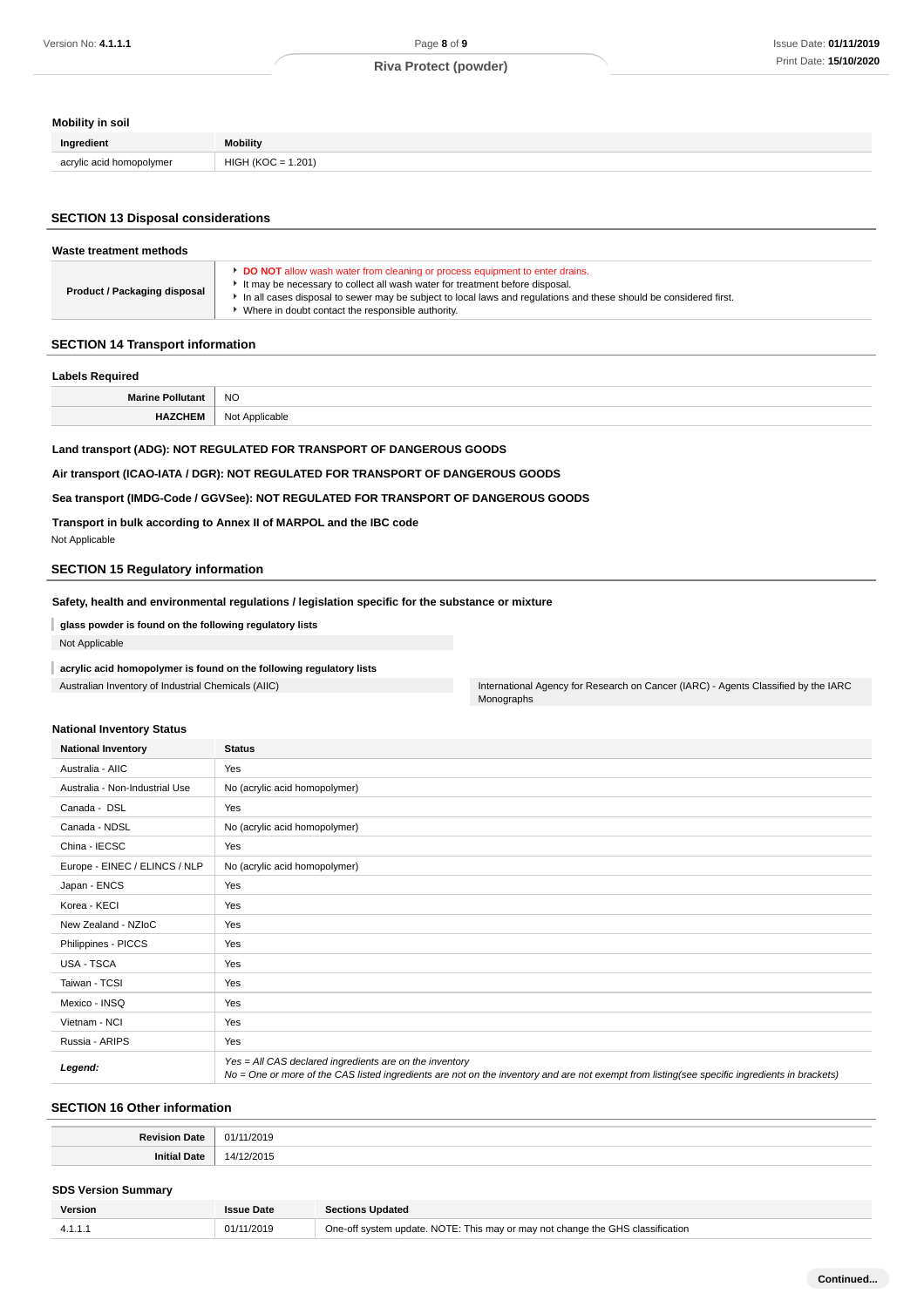### Mobility in soil

| Ingredient | Mobility |
|---|---|
| acrylic acid homopolymer | HIGH (KOC = 1.201) |

## SECTION 13 Disposal considerations

### Waste treatment methods

| | |
|---|---|
| **Product / Packaging disposal** | - **DO NOT** allow wash water from cleaning or process equipment to enter drains.<br>- It may be necessary to collect all wash water for treatment before disposal.<br>- In all cases disposal to sewer may be subject to local laws and regulations and these should be considered first.<br>- Where in doubt contact the responsible authority. |

## SECTION 14 Transport information

### Labels Required

| | |
|---|---|
| **Marine Pollutant** | NO |
| **HAZCHEM** | Not Applicable |

**Land transport (ADG): NOT REGULATED FOR TRANSPORT OF DANGEROUS GOODS**

**Air transport (ICAO-IATA / DGR): NOT REGULATED FOR TRANSPORT OF DANGEROUS GOODS**

**Sea transport (IMDG-Code / GGVSee): NOT REGULATED FOR TRANSPORT OF DANGEROUS GOODS**

**Transport in bulk according to Annex II of MARPOL and the IBC code**

Not Applicable

## SECTION 15 Regulatory information

### Safety, health and environmental regulations / legislation specific for the substance or mixture

**glass powder is found on the following regulatory lists**

Not Applicable

**acrylic acid homopolymer is found on the following regulatory lists**

| | |
|---|---|
| Australian Inventory of Industrial Chemicals (AIIC) | International Agency for Research on Cancer (IARC) - Agents Classified by the IARC Monographs |

### National Inventory Status

| National Inventory | Status |
|---|---|
| Australia - AIIC | Yes |
| Australia - Non-Industrial Use | No (acrylic acid homopolymer) |
| Canada - DSL | Yes |
| Canada - NDSL | No (acrylic acid homopolymer) |
| China - IECSC | Yes |
| Europe - EINEC / ELINCS / NLP | No (acrylic acid homopolymer) |
| Japan - ENCS | Yes |
| Korea - KECI | Yes |
| New Zealand - NZIoC | Yes |
| Philippines - PICCS | Yes |
| USA - TSCA | Yes |
| Taiwan - TCSI | Yes |
| Mexico - INSQ | Yes |
| Vietnam - NCI | Yes |
| Russia - ARIPS | Yes |
| ***Legend:*** | *Yes = All CAS declared ingredients are on the inventory*<br>*No = One or more of the CAS listed ingredients are not on the inventory and are not exempt from listing(see specific ingredients in brackets)* |

## SECTION 16 Other information

| | |
|---|---|
| **Revision Date** | 01/11/2019 |
| **Initial Date** | 14/12/2015 |

### SDS Version Summary

| Version | Issue Date | Sections Updated |
|---|---|---|
| 4.1.1.1 | 01/11/2019 | One-off system update. NOTE: This may or may not change the GHS classification |

**Continued...**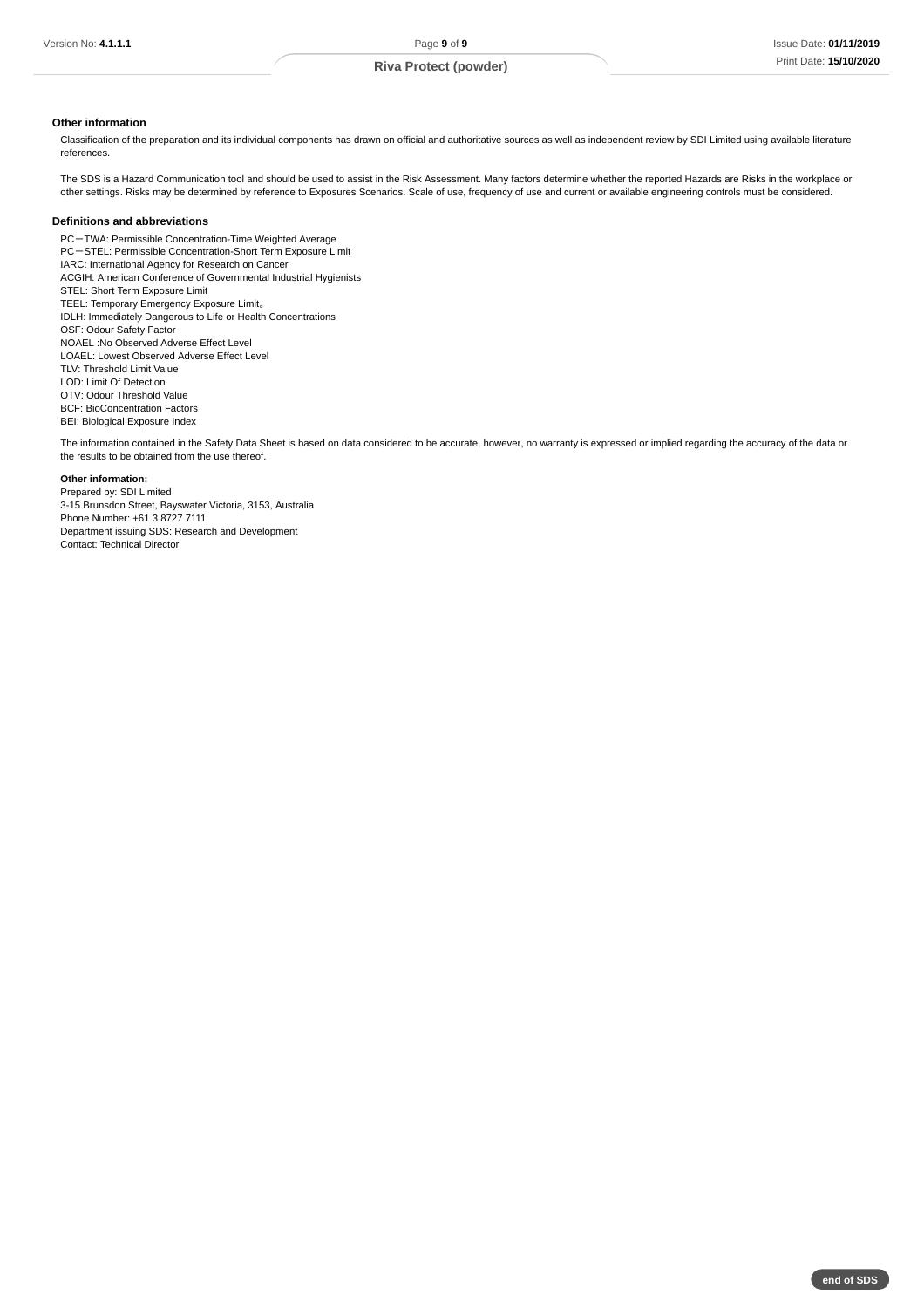### Other information

Classification of the preparation and its individual components has drawn on official and authoritative sources as well as independent review by SDI Limited using available literature references.

The SDS is a Hazard Communication tool and should be used to assist in the Risk Assessment. Many factors determine whether the reported Hazards are Risks in the workplace or other settings. Risks may be determined by reference to Exposures Scenarios. Scale of use, frequency of use and current or available engineering controls must be considered.

### Definitions and abbreviations

PC－TWA: Permissible Concentration-Time Weighted Average
PC－STEL: Permissible Concentration-Short Term Exposure Limit
IARC: International Agency for Research on Cancer
ACGIH: American Conference of Governmental Industrial Hygienists
STEL: Short Term Exposure Limit
TEEL: Temporary Emergency Exposure Limit。
IDLH: Immediately Dangerous to Life or Health Concentrations
OSF: Odour Safety Factor
NOAEL :No Observed Adverse Effect Level
LOAEL: Lowest Observed Adverse Effect Level
TLV: Threshold Limit Value
LOD: Limit Of Detection
OTV: Odour Threshold Value
BCF: BioConcentration Factors
BEI: Biological Exposure Index

The information contained in the Safety Data Sheet is based on data considered to be accurate, however, no warranty is expressed or implied regarding the accuracy of the data or the results to be obtained from the use thereof.

**Other information:**
Prepared by: SDI Limited
3-15 Brunsdon Street, Bayswater Victoria, 3153, Australia
Phone Number: +61 3 8727 7111
Department issuing SDS: Research and Development
Contact: Technical Director

**end of SDS**